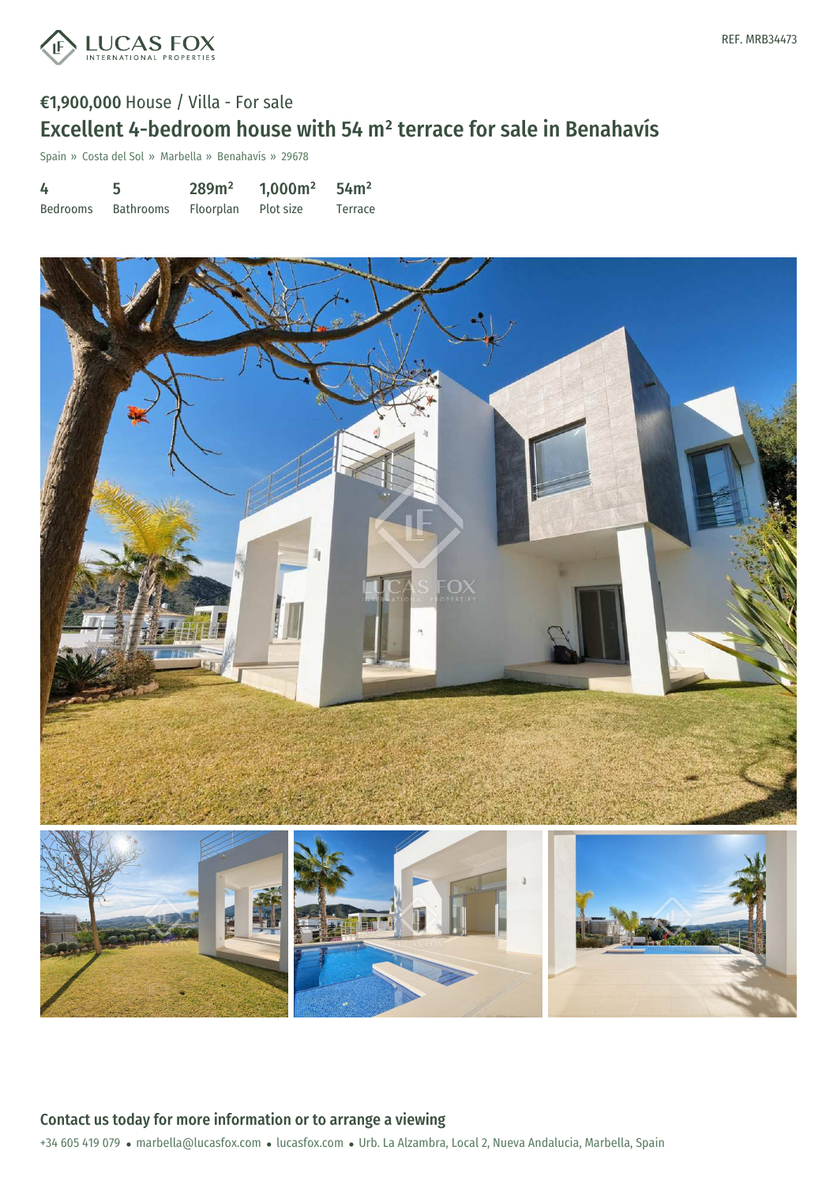REF. MRB34473

€1,900,000 House / Villa - For sale

# Excellent 4-bedroom house with 54 m² terrace for sale in Benahavís

Spain » Costa del Sol » Marbella » Benahavís » 29678

| 4 | 5 | 289m² | 1,000m² | 54m² |
|---|---|---|---|---|
| Bedrooms | Bathrooms | Floorplan | Plot size | Terrace |

## Contact us today for more information or to arrange a viewing

+34 605 419 079 • marbella@lucasfox.com • lucasfox.com • Urb. La Alzambra, Local 2, Nueva Andalucia, Marbella, Spain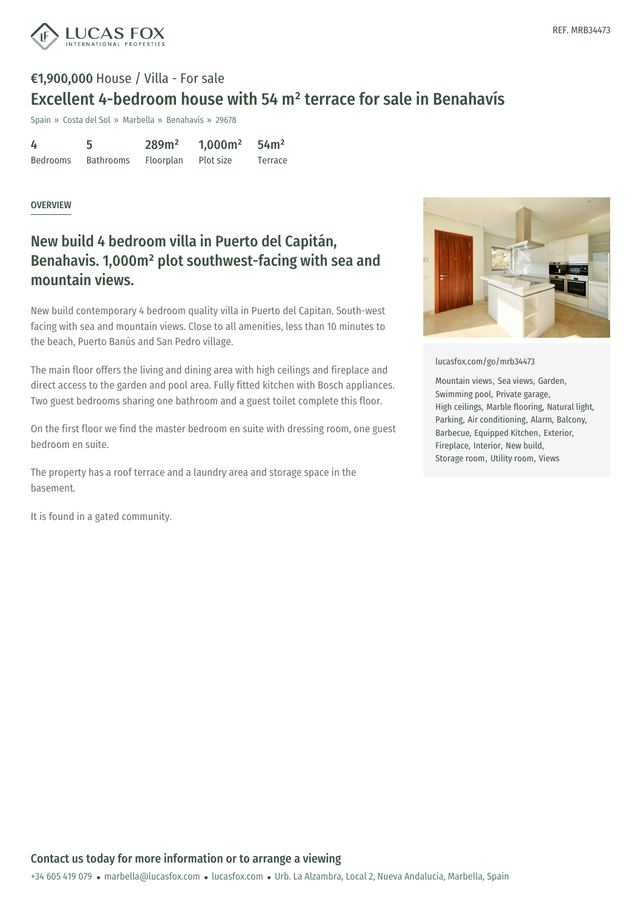REF. MRB34473

**€1,900,000** House / Villa - For sale

# Excellent 4-bedroom house with 54 m² terrace for sale in Benahavís

Spain » Costa del Sol » Marbella » Benahavís » 29678

| 4 | 5 | 289m² | 1,000m² | 54m² |
|---|---|---|---|---|
| Bedrooms | Bathrooms | Floorplan | Plot size | Terrace |

OVERVIEW

## New build 4 bedroom villa in Puerto del Capitán, Benahavis. 1,000m² plot southwest-facing with sea and mountain views.

New build contemporary 4 bedroom quality villa in Puerto del Capitan. South-west facing with sea and mountain views. Close to all amenities, less than 10 minutes to the beach, Puerto Banús and San Pedro village.

The main floor offers the living and dining area with high ceilings and fireplace and direct access to the garden and pool area. Fully fitted kitchen with Bosch appliances. Two guest bedrooms sharing one bathroom and a guest toilet complete this floor.

On the first floor we find the master bedroom en suite with dressing room, one guest bedroom en suite.

The property has a roof terrace and a laundry area and storage space in the basement.

It is found in a gated community.

lucasfox.com/go/mrb34473

Mountain views, Sea views, Garden, Swimming pool, Private garage, High ceilings, Marble flooring, Natural light, Parking, Air conditioning, Alarm, Balcony, Barbecue, Equipped Kitchen, Exterior, Fireplace, Interior, New build, Storage room, Utility room, Views

**Contact us today for more information or to arrange a viewing**

+34 605 419 079 • marbella@lucasfox.com • lucasfox.com • Urb. La Alzambra, Local 2, Nueva Andalucia, Marbella, Spain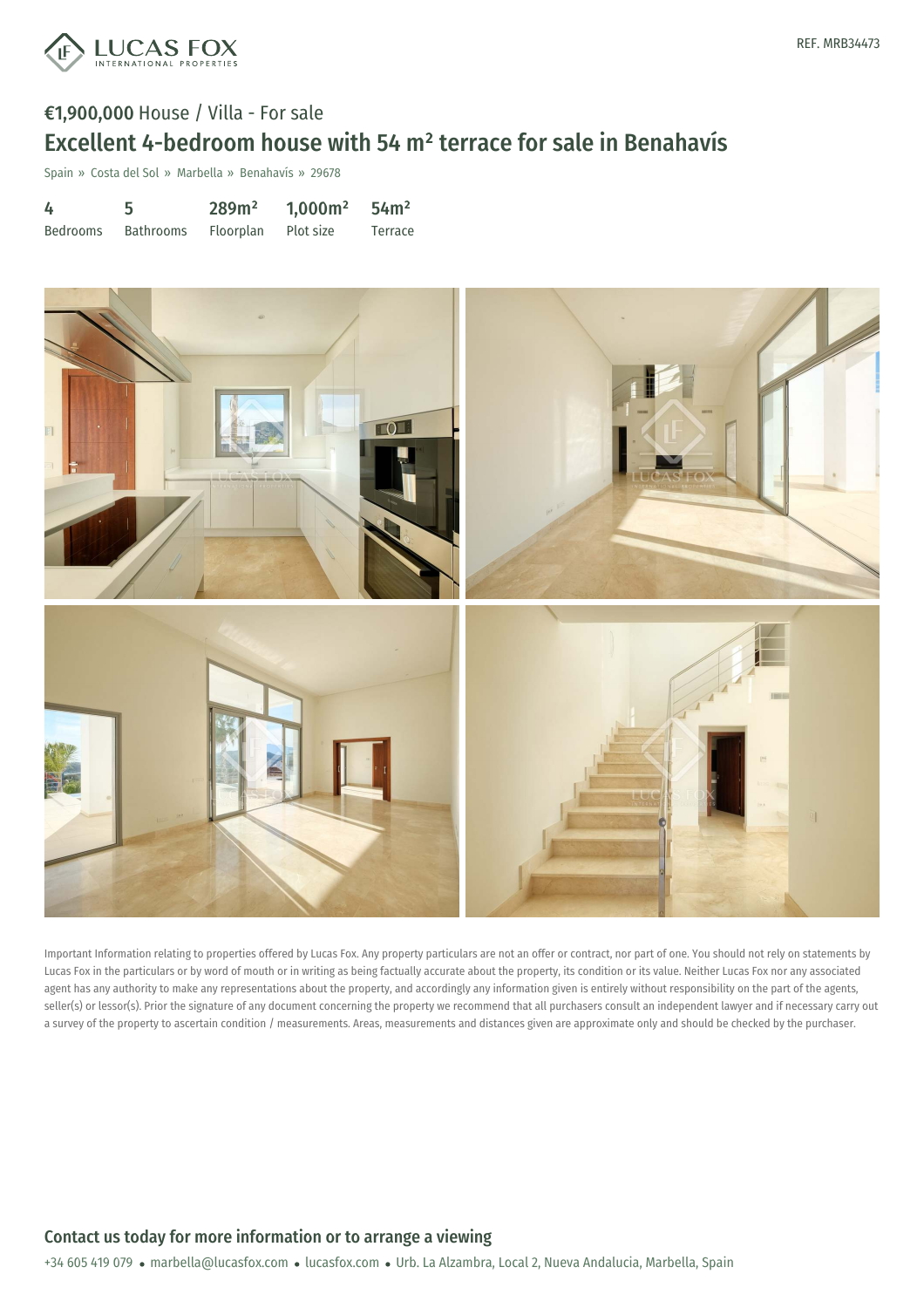REF. MRB34473

€1,900,000 House / Villa - For sale

# Excellent 4-bedroom house with 54 m² terrace for sale in Benahavís

Spain » Costa del Sol » Marbella » Benahavís » 29678

| 4 | 5 | 289m² | 1,000m² | 54m² |
| --- | --- | --- | --- | --- |
| Bedrooms | Bathrooms | Floorplan | Plot size | Terrace |

Important Information relating to properties offered by Lucas Fox. Any property particulars are not an offer or contract, nor part of one. You should not rely on statements by Lucas Fox in the particulars or by word of mouth or in writing as being factually accurate about the property, its condition or its value. Neither Lucas Fox nor any associated agent has any authority to make any representations about the property, and accordingly any information given is entirely without responsibility on the part of the agents, seller(s) or lessor(s). Prior the signature of any document concerning the property we recommend that all purchasers consult an independent lawyer and if necessary carry out a survey of the property to ascertain condition / measurements. Areas, measurements and distances given are approximate only and should be checked by the purchaser.

## Contact us today for more information or to arrange a viewing

+34 605 419 079 • marbella@lucasfox.com • lucasfox.com • Urb. La Alzambra, Local 2, Nueva Andalucia, Marbella, Spain